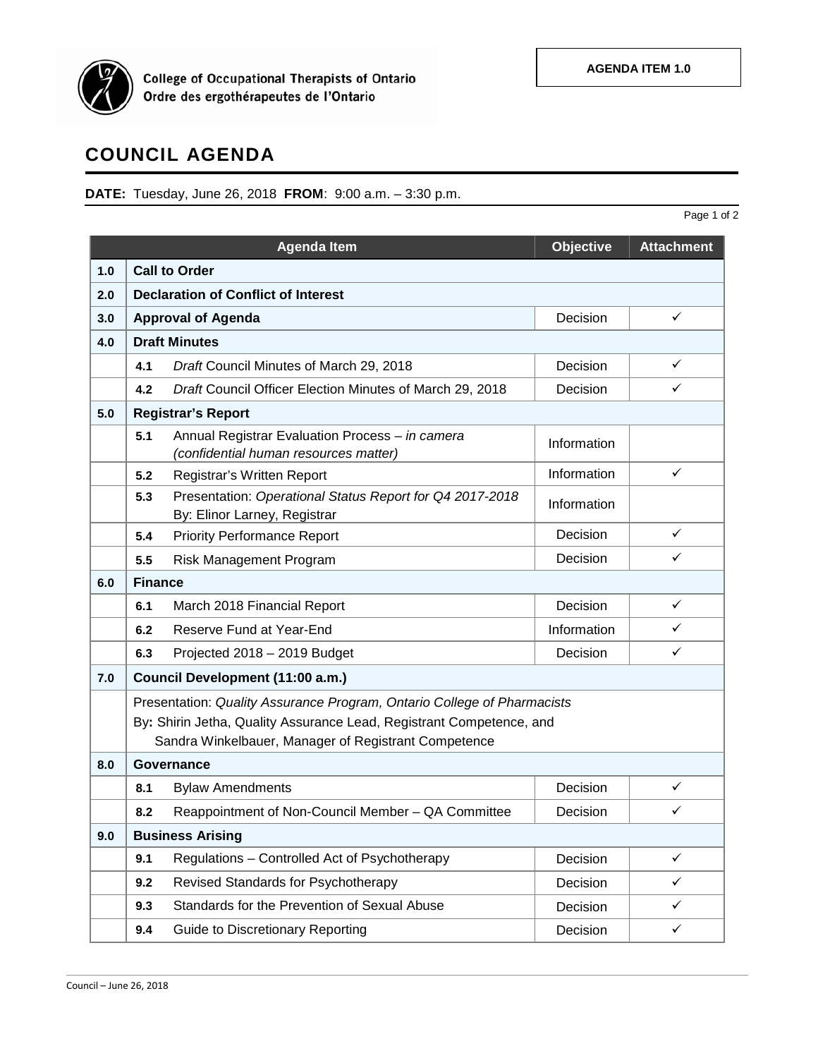College of Occupational Therapists of Ontario
Ordre des ergothérapeutes de l'Ontario

**AGENDA ITEM 1.0**

# COUNCIL AGENDA

**DATE:** Tuesday, June 26, 2018 **FROM**: 9:00 a.m. – 3:30 p.m.

| | Agenda Item | Objective | Attachment |
|---|---|---|---|
| **1.0** | **Call to Order** | | |
| **2.0** | **Declaration of Conflict of Interest** | | |
| **3.0** | **Approval of Agenda** | Decision | ✓ |
| **4.0** | **Draft Minutes** | | |
| | **4.1** *Draft* Council Minutes of March 29, 2018 | Decision | ✓ |
| | **4.2** *Draft* Council Officer Election Minutes of March 29, 2018 | Decision | ✓ |
| **5.0** | **Registrar's Report** | | |
| | **5.1** Annual Registrar Evaluation Process – *in camera (confidential human resources matter)* | Information | |
| | **5.2** Registrar's Written Report | Information | ✓ |
| | **5.3** Presentation: *Operational Status Report for Q4 2017-2018* By: Elinor Larney, Registrar | Information | |
| | **5.4** Priority Performance Report | Decision | ✓ |
| | **5.5** Risk Management Program | Decision | ✓ |
| **6.0** | **Finance** | | |
| | **6.1** March 2018 Financial Report | Decision | ✓ |
| | **6.2** Reserve Fund at Year-End | Information | ✓ |
| | **6.3** Projected 2018 – 2019 Budget | Decision | ✓ |
| **7.0** | **Council Development (11:00 a.m.)** | | |
| | Presentation: *Quality Assurance Program, Ontario College of Pharmacists* By**:** Shirin Jetha, Quality Assurance Lead, Registrant Competence, and Sandra Winkelbauer, Manager of Registrant Competence | | |
| **8.0** | **Governance** | | |
| | **8.1** Bylaw Amendments | Decision | ✓ |
| | **8.2** Reappointment of Non-Council Member – QA Committee | Decision | ✓ |
| **9.0** | **Business Arising** | | |
| | **9.1** Regulations – Controlled Act of Psychotherapy | Decision | ✓ |
| | **9.2** Revised Standards for Psychotherapy | Decision | ✓ |
| | **9.3** Standards for the Prevention of Sexual Abuse | Decision | ✓ |
| | **9.4** Guide to Discretionary Reporting | Decision | ✓ |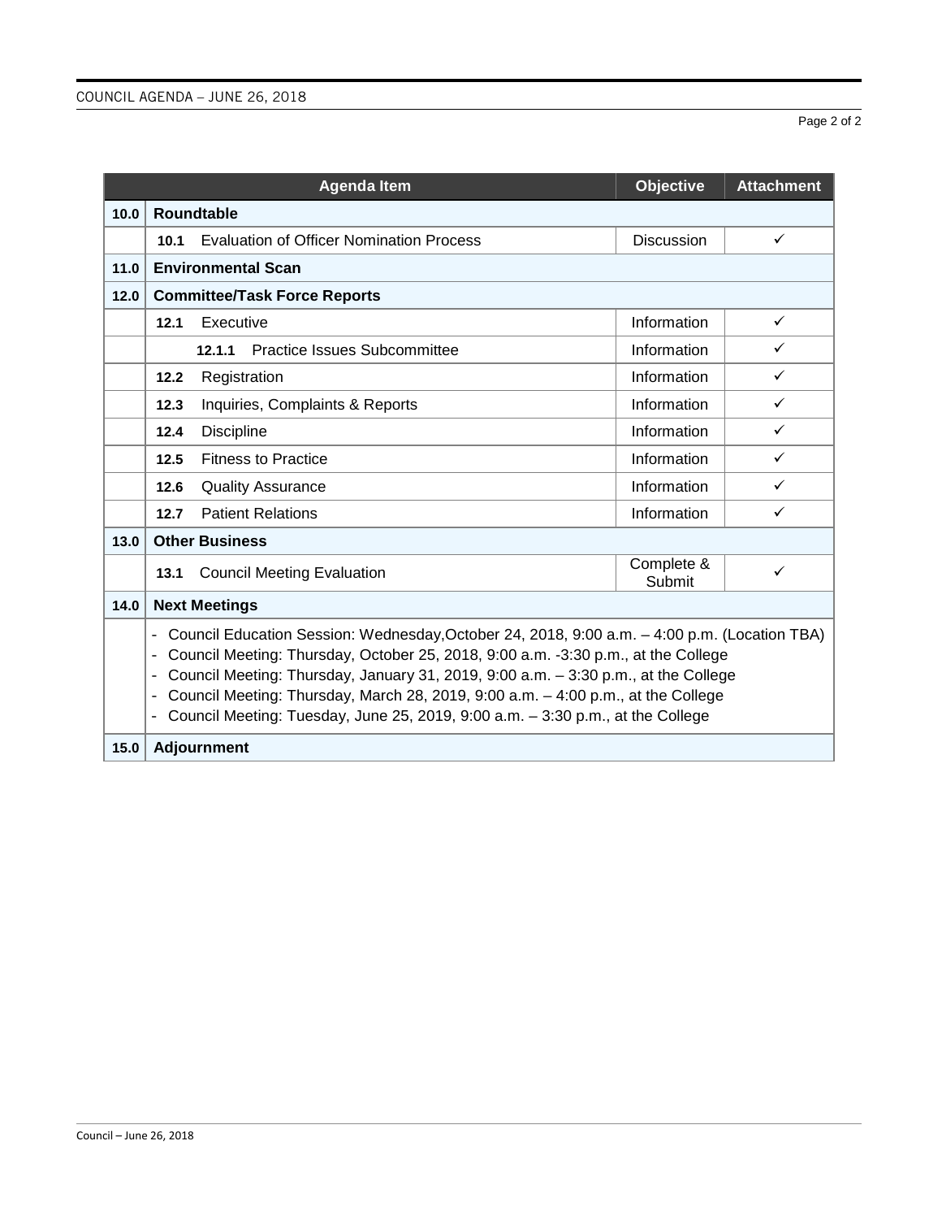| | Agenda Item | Objective | Attachment |
|---|---|---|---|
| **10.0** | **Roundtable** | | |
| | **10.1** Evaluation of Officer Nomination Process | Discussion | ✓ |
| **11.0** | **Environmental Scan** | | |
| **12.0** | **Committee/Task Force Reports** | | |
| | **12.1** Executive | Information | ✓ |
| | **12.1.1** Practice Issues Subcommittee | Information | ✓ |
| | **12.2** Registration | Information | ✓ |
| | **12.3** Inquiries, Complaints & Reports | Information | ✓ |
| | **12.4** Discipline | Information | ✓ |
| | **12.5** Fitness to Practice | Information | ✓ |
| | **12.6** Quality Assurance | Information | ✓ |
| | **12.7** Patient Relations | Information | ✓ |
| **13.0** | **Other Business** | | |
| | **13.1** Council Meeting Evaluation | Complete & Submit | ✓ |
| **14.0** | **Next Meetings** | | |
| | - Council Education Session: Wednesday,October 24, 2018, 9:00 a.m. – 4:00 p.m. (Location TBA)<br>- Council Meeting: Thursday, October 25, 2018, 9:00 a.m. -3:30 p.m., at the College<br>- Council Meeting: Thursday, January 31, 2019, 9:00 a.m. – 3:30 p.m., at the College<br>- Council Meeting: Thursday, March 28, 2019, 9:00 a.m. – 4:00 p.m., at the College<br>- Council Meeting: Tuesday, June 25, 2019, 9:00 a.m. – 3:30 p.m., at the College | | |
| **15.0** | **Adjournment** | | |